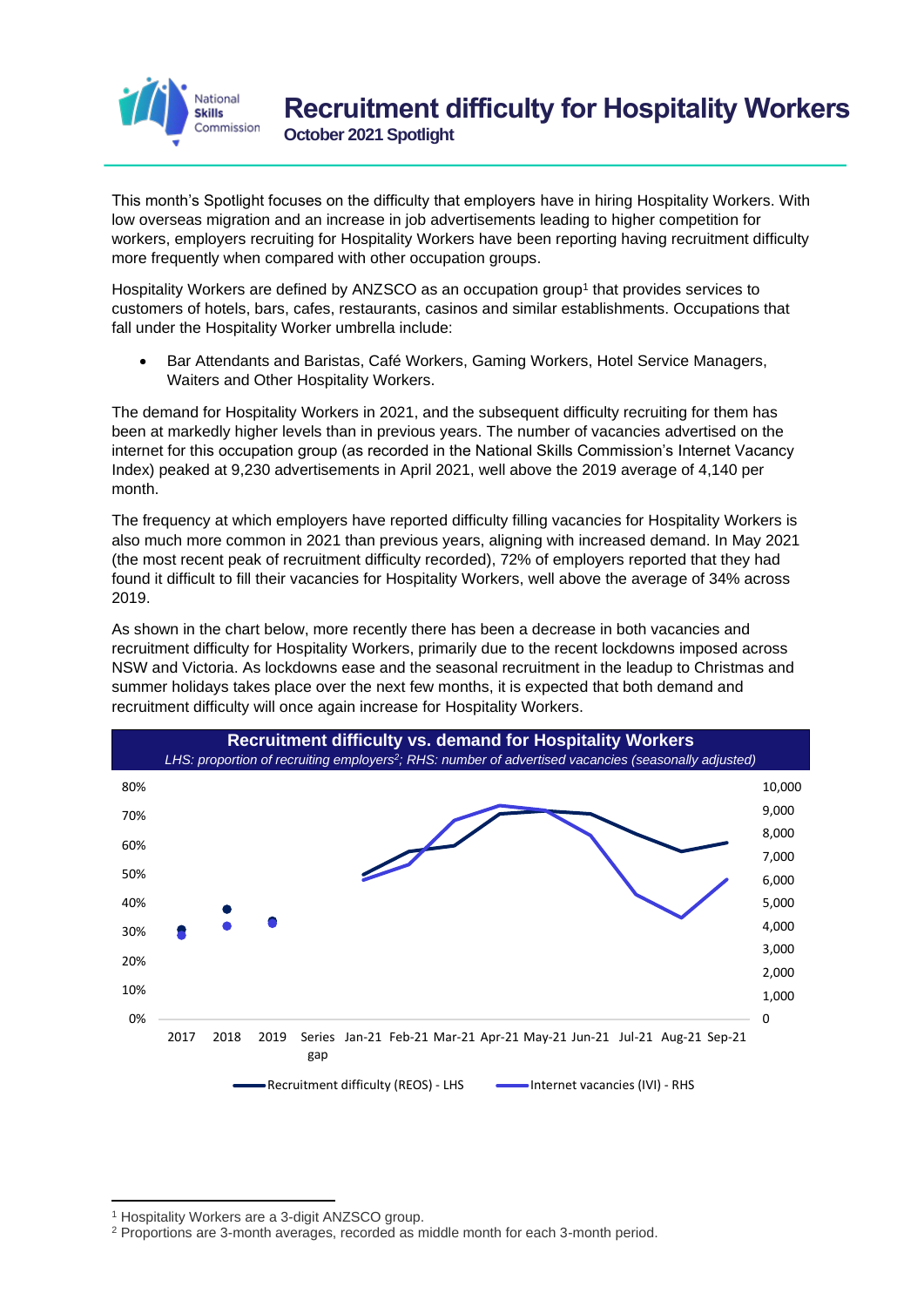# Recruitment difficulty for Hospitality Workers

**October 2021 Spotlight**

This month's Spotlight focuses on the difficulty that employers have in hiring Hospitality Workers. With low overseas migration and an increase in job advertisements leading to higher competition for workers, employers recruiting for Hospitality Workers have been reporting having recruitment difficulty more frequently when compared with other occupation groups.

Hospitality Workers are defined by ANZSCO as an occupation group[1] that provides services to customers of hotels, bars, cafes, restaurants, casinos and similar establishments. Occupations that fall under the Hospitality Worker umbrella include:

- Bar Attendants and Baristas, Café Workers, Gaming Workers, Hotel Service Managers, Waiters and Other Hospitality Workers.

The demand for Hospitality Workers in 2021, and the subsequent difficulty recruiting for them has been at markedly higher levels than in previous years. The number of vacancies advertised on the internet for this occupation group (as recorded in the National Skills Commission's Internet Vacancy Index) peaked at 9,230 advertisements in April 2021, well above the 2019 average of 4,140 per month.

The frequency at which employers have reported difficulty filling vacancies for Hospitality Workers is also much more common in 2021 than previous years, aligning with increased demand. In May 2021 (the most recent peak of recruitment difficulty recorded), 72% of employers reported that they had found it difficult to fill their vacancies for Hospitality Workers, well above the average of 34% across 2019.

As shown in the chart below, more recently there has been a decrease in both vacancies and recruitment difficulty for Hospitality Workers, primarily due to the recent lockdowns imposed across NSW and Victoria. As lockdowns ease and the seasonal recruitment in the leadup to Christmas and summer holidays takes place over the next few months, it is expected that both demand and recruitment difficulty will once again increase for Hospitality Workers.

**Recruitment difficulty vs. demand for Hospitality Workers**

*LHS: proportion of recruiting employers[2]; RHS: number of advertised vacancies (seasonally adjusted)*

Legend: Recruitment difficulty (REOS) - LHS; Internet vacancies (IVI) - RHS

X-axis: 2017, 2018, 2019, Series gap, Jan-21, Feb-21, Mar-21, Apr-21, May-21, Jun-21, Jul-21, Aug-21, Sep-21

---

[1] Hospitality Workers are a 3-digit ANZSCO group.

[2] Proportions are 3-month averages, recorded as middle month for each 3-month period.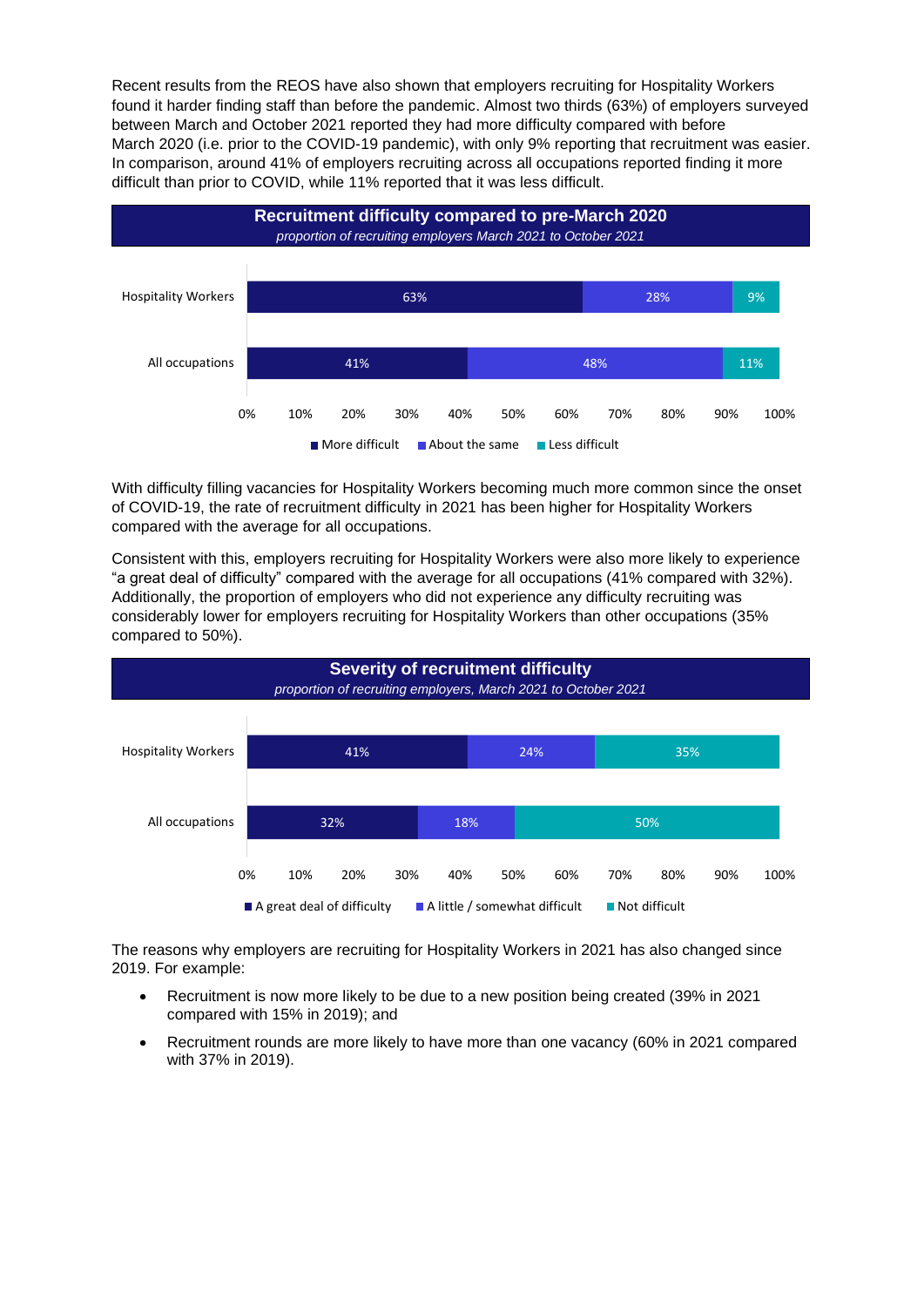Recent results from the REOS have also shown that employers recruiting for Hospitality Workers found it harder finding staff than before the pandemic. Almost two thirds (63%) of employers surveyed between March and October 2021 reported they had more difficulty compared with before March 2020 (i.e. prior to the COVID-19 pandemic), with only 9% reporting that recruitment was easier. In comparison, around 41% of employers recruiting across all occupations reported finding it more difficult than prior to COVID, while 11% reported that it was less difficult.

**Recruitment difficulty compared to pre-March 2020**
*proportion of recruiting employers March 2021 to October 2021*

| | More difficult | About the same | Less difficult |
|---|---|---|---|
| Hospitality Workers | 63% | 28% | 9% |
| All occupations | 41% | 48% | 11% |

With difficulty filling vacancies for Hospitality Workers becoming much more common since the onset of COVID-19, the rate of recruitment difficulty in 2021 has been higher for Hospitality Workers compared with the average for all occupations.

Consistent with this, employers recruiting for Hospitality Workers were also more likely to experience "a great deal of difficulty" compared with the average for all occupations (41% compared with 32%). Additionally, the proportion of employers who did not experience any difficulty recruiting was considerably lower for employers recruiting for Hospitality Workers than other occupations (35% compared to 50%).

**Severity of recruitment difficulty**
*proportion of recruiting employers, March 2021 to October 2021*

| | A great deal of difficulty | A little / somewhat difficult | Not difficult |
|---|---|---|---|
| Hospitality Workers | 41% | 24% | 35% |
| All occupations | 32% | 18% | 50% |

The reasons why employers are recruiting for Hospitality Workers in 2021 has also changed since 2019. For example:

- Recruitment is now more likely to be due to a new position being created (39% in 2021 compared with 15% in 2019); and
- Recruitment rounds are more likely to have more than one vacancy (60% in 2021 compared with 37% in 2019).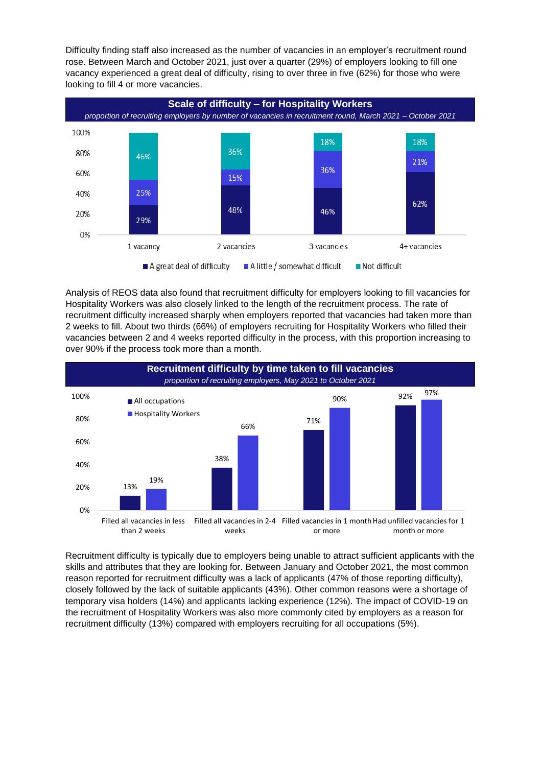Difficulty finding staff also increased as the number of vacancies in an employer's recruitment round rose. Between March and October 2021, just over a quarter (29%) of employers looking to fill one vacancy experienced a great deal of difficulty, rising to over three in five (62%) for those who were looking to fill 4 or more vacancies.

**Scale of difficulty – for Hospitality Workers**

*proportion of recruiting employers by number of vacancies in recruitment round, March 2021 – October 2021*

| | A great deal of difficulty | A little / somewhat difficult | Not difficult |
|---|---|---|---|
| 1 vacancy | 29% | 25% | 46% |
| 2 vacancies | 48% | 15% | 36% |
| 3 vacancies | 46% | 36% | 18% |
| 4+ vacancies | 62% | 21% | 18% |

Analysis of REOS data also found that recruitment difficulty for employers looking to fill vacancies for Hospitality Workers was also closely linked to the length of the recruitment process. The rate of recruitment difficulty increased sharply when employers reported that vacancies had taken more than 2 weeks to fill. About two thirds (66%) of employers recruiting for Hospitality Workers who filled their vacancies between 2 and 4 weeks reported difficulty in the process, with this proportion increasing to over 90% if the process took more than a month.

**Recruitment difficulty by time taken to fill vacancies**

*proportion of recruiting employers, May 2021 to October 2021*

| | All occupations | Hospitality Workers |
|---|---|---|
| Filled all vacancies in less than 2 weeks | 13% | 19% |
| Filled all vacancies in 2-4 weeks | 38% | 66% |
| Filled vacancies in 1 month or more | 71% | 90% |
| Had unfilled vacancies for 1 month or more | 92% | 97% |

Recruitment difficulty is typically due to employers being unable to attract sufficient applicants with the skills and attributes that they are looking for. Between January and October 2021, the most common reason reported for recruitment difficulty was a lack of applicants (47% of those reporting difficulty), closely followed by the lack of suitable applicants (43%). Other common reasons were a shortage of temporary visa holders (14%) and applicants lacking experience (12%). The impact of COVID-19 on the recruitment of Hospitality Workers was also more commonly cited by employers as a reason for recruitment difficulty (13%) compared with employers recruiting for all occupations (5%).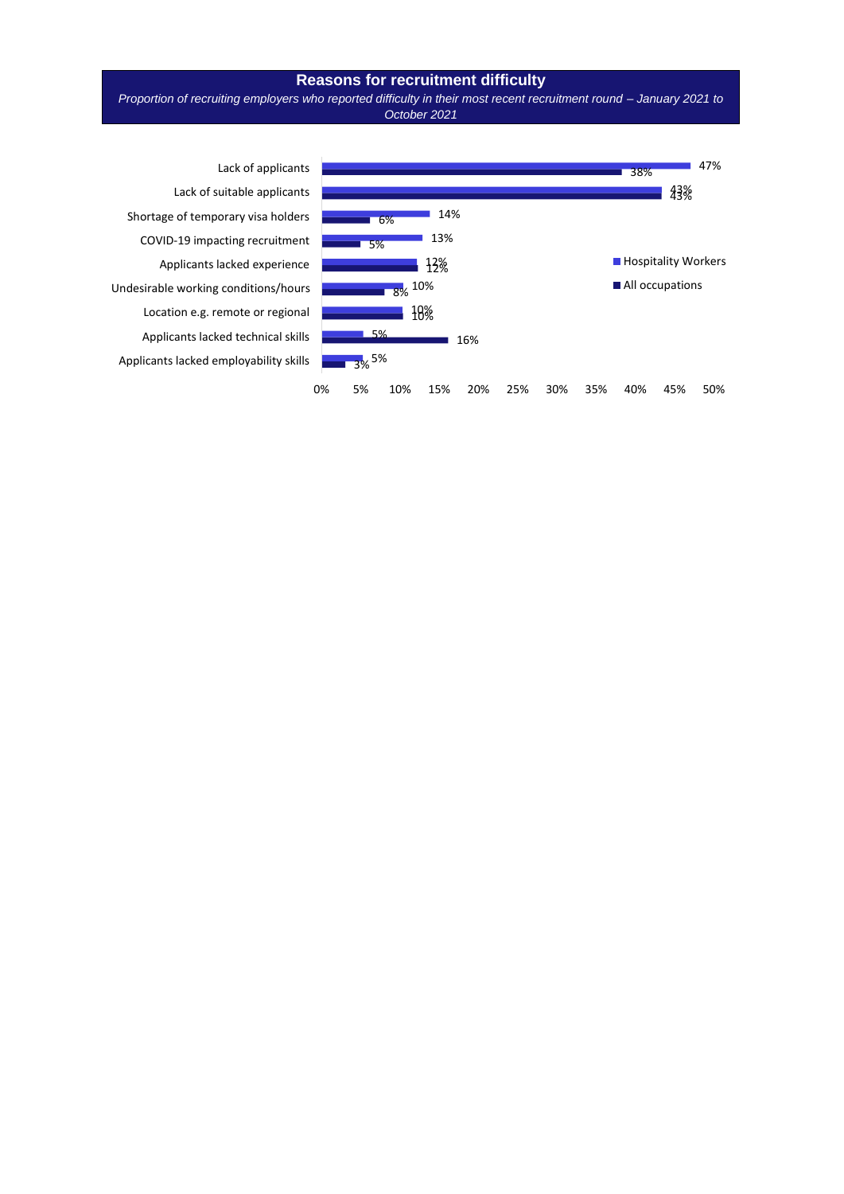**Reasons for recruitment difficulty**

*Proportion of recruiting employers who reported difficulty in their most recent recruitment round – January 2021 to October 2021*

Lack of applicants
47%
38%

Lack of suitable applicants
43%
43%

Shortage of temporary visa holders
14%
6%

COVID-19 impacting recruitment
13%
5%

Applicants lacked experience
12%
12%

Undesirable working conditions/hours
10%
8%

Location e.g. remote or regional
10%
10%

Applicants lacked technical skills
5%
16%

Applicants lacked employability skills
5%
3%

0% 5% 10% 15% 20% 25% 30% 35% 40% 45% 50%

Hospitality Workers
All occupations